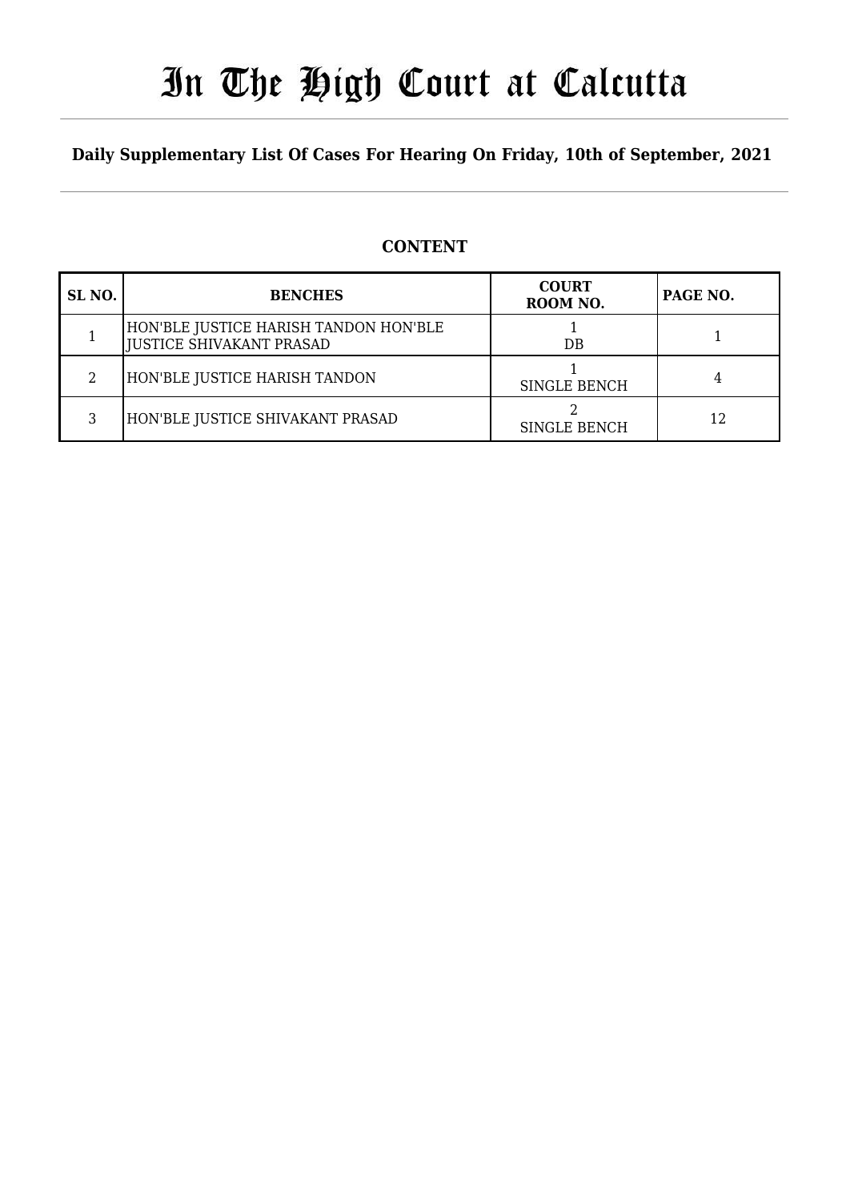# In The High Court at Calcutta

**Daily Supplementary List Of Cases For Hearing On Friday, 10th of September, 2021**

## CONTENT

| SL NO. | BENCHES | COURT ROOM NO. | PAGE NO. |
|---|---|---|---|
| 1 | HON'BLE JUSTICE HARISH TANDON HON'BLE JUSTICE SHIVAKANT PRASAD | 1 DB | 1 |
| 2 | HON'BLE JUSTICE HARISH TANDON | 1 SINGLE BENCH | 4 |
| 3 | HON'BLE JUSTICE SHIVAKANT PRASAD | 2 SINGLE BENCH | 12 |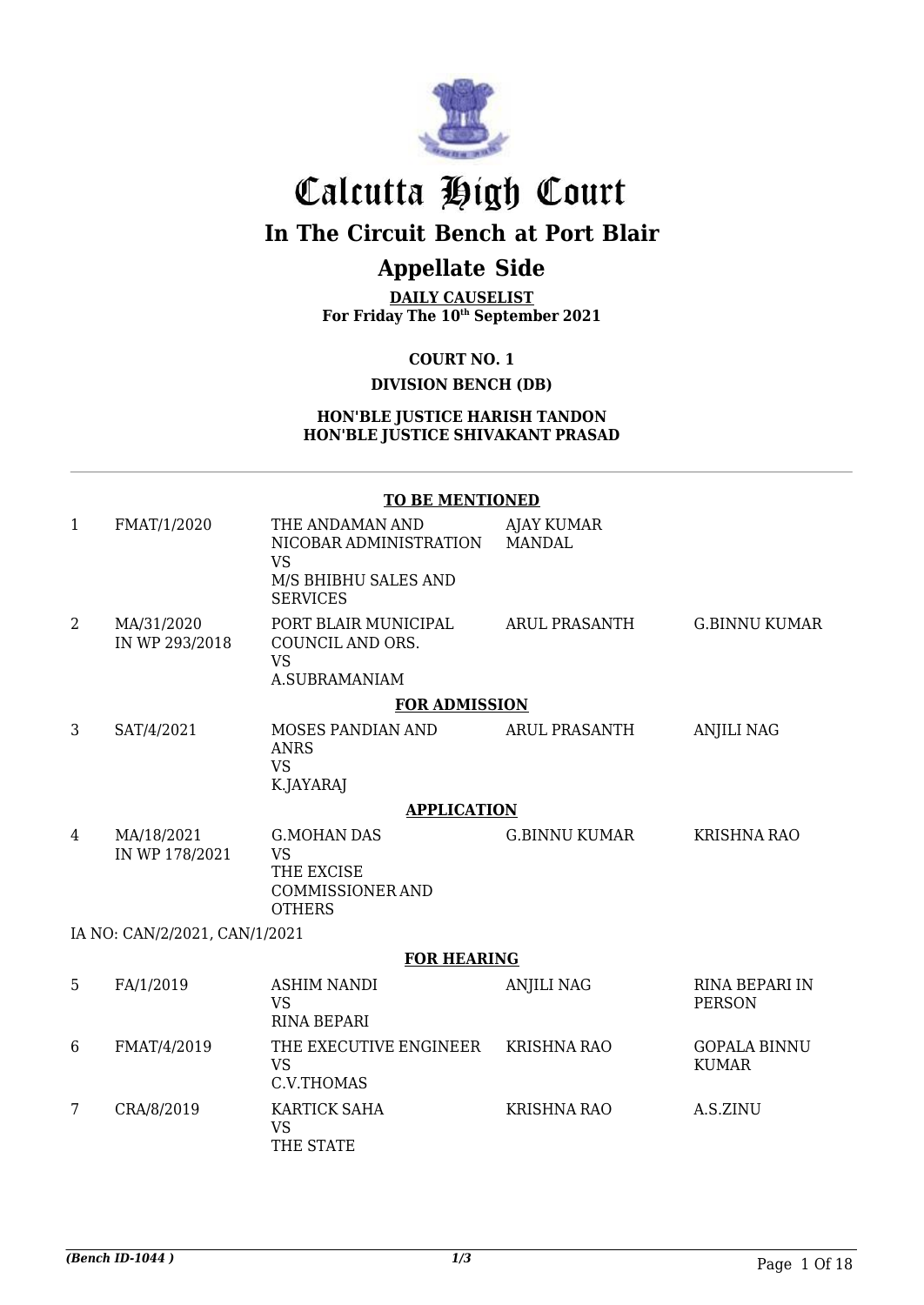# Calcutta High Court

## In The Circuit Bench at Port Blair

## Appellate Side

**DAILY CAUSELIST**
**For Friday The 10th September 2021**

**COURT NO. 1**

**DIVISION BENCH (DB)**

**HON'BLE JUSTICE HARISH TANDON**
**HON'BLE JUSTICE SHIVAKANT PRASAD**

**TO BE MENTIONED**

| | | | | |
|---|---|---|---|---|
| 1 | FMAT/1/2020 | THE ANDAMAN AND NICOBAR ADMINISTRATION VS M/S BHIBHU SALES AND SERVICES | AJAY KUMAR MANDAL | |
| 2 | MA/31/2020 IN WP 293/2018 | PORT BLAIR MUNICIPAL COUNCIL AND ORS. VS A.SUBRAMANIAM | ARUL PRASANTH | G.BINNU KUMAR |

**FOR ADMISSION**

| | | | | |
|---|---|---|---|---|
| 3 | SAT/4/2021 | MOSES PANDIAN AND ANRS VS K.JAYARAJ | ARUL PRASANTH | ANJILI NAG |

**APPLICATION**

| | | | | |
|---|---|---|---|---|
| 4 | MA/18/2021 IN WP 178/2021 | G.MOHAN DAS VS THE EXCISE COMMISSIONER AND OTHERS | G.BINNU KUMAR | KRISHNA RAO |

IA NO: CAN/2/2021, CAN/1/2021

**FOR HEARING**

| | | | | |
|---|---|---|---|---|
| 5 | FA/1/2019 | ASHIM NANDI VS RINA BEPARI | ANJILI NAG | RINA BEPARI IN PERSON |
| 6 | FMAT/4/2019 | THE EXECUTIVE ENGINEER VS C.V.THOMAS | KRISHNA RAO | GOPALA BINNU KUMAR |
| 7 | CRA/8/2019 | KARTICK SAHA VS THE STATE | KRISHNA RAO | A.S.ZINU |

*(Bench ID-1044 )*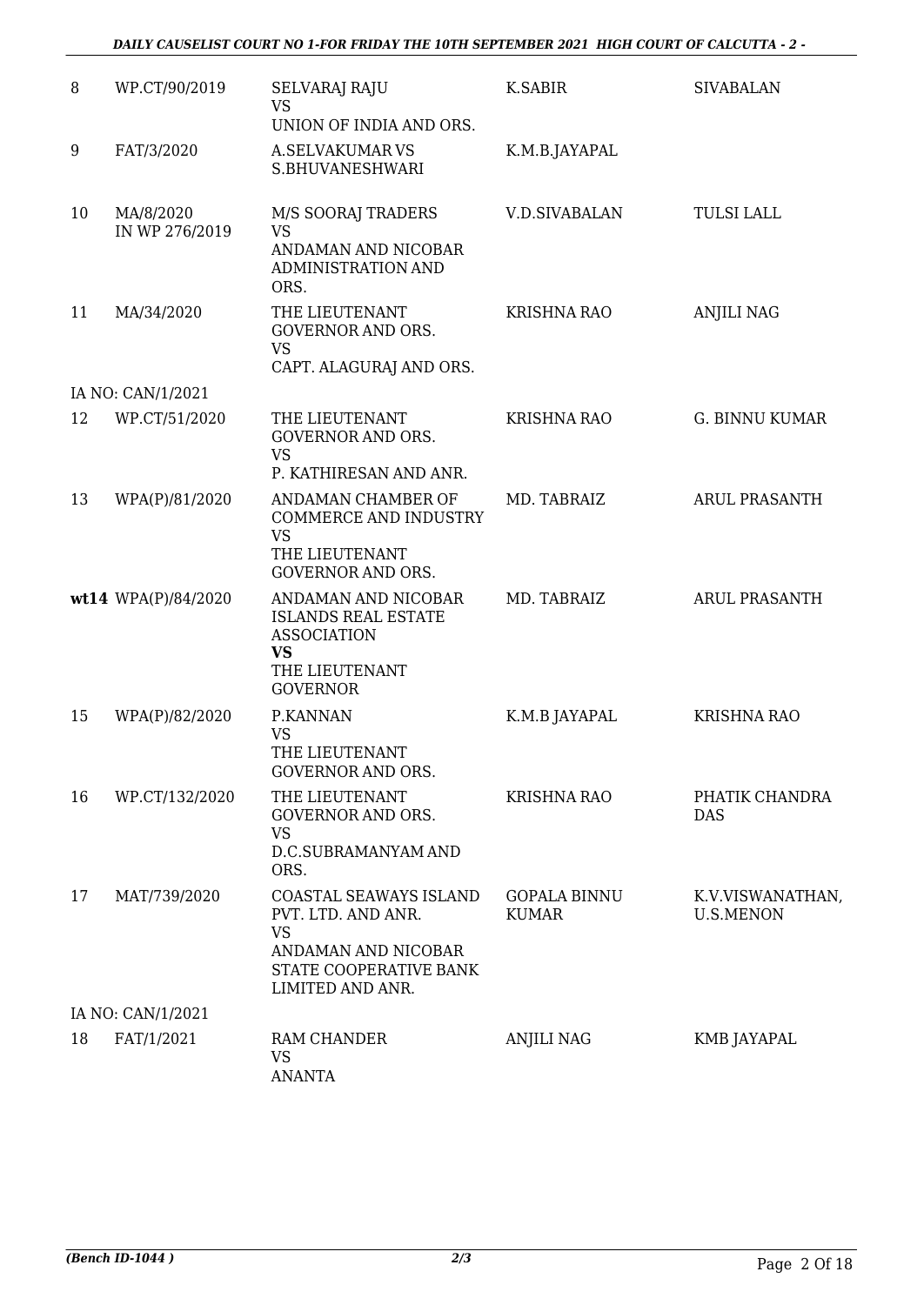| | | | | |
|---|---|---|---|---|
| 8 | WP.CT/90/2019 | SELVARAJ RAJU<br>VS<br>UNION OF INDIA AND ORS. | K.SABIR | SIVABALAN |
| 9 | FAT/3/2020 | A.SELVAKUMAR VS<br>S.BHUVANESHWARI | K.M.B.JAYAPAL | |
| 10 | MA/8/2020<br>IN WP 276/2019 | M/S SOORAJ TRADERS<br>VS<br>ANDAMAN AND NICOBAR ADMINISTRATION AND ORS. | V.D.SIVABALAN | TULSI LALL |
| 11 | MA/34/2020 | THE LIEUTENANT GOVERNOR AND ORS.<br>VS<br>CAPT. ALAGURAJ AND ORS. | KRISHNA RAO | ANJILI NAG |
| | IA NO: CAN/1/2021 | | | |
| 12 | WP.CT/51/2020 | THE LIEUTENANT GOVERNOR AND ORS.<br>VS<br>P. KATHIRESAN AND ANR. | KRISHNA RAO | G. BINNU KUMAR |
| 13 | WPA(P)/81/2020 | ANDAMAN CHAMBER OF COMMERCE AND INDUSTRY<br>VS<br>THE LIEUTENANT GOVERNOR AND ORS. | MD. TABRAIZ | ARUL PRASANTH |
| **wt14** | WPA(P)/84/2020 | ANDAMAN AND NICOBAR ISLANDS REAL ESTATE ASSOCIATION<br>**VS**<br>THE LIEUTENANT GOVERNOR | MD. TABRAIZ | ARUL PRASANTH |
| 15 | WPA(P)/82/2020 | P.KANNAN<br>VS<br>THE LIEUTENANT GOVERNOR AND ORS. | K.M.B JAYAPAL | KRISHNA RAO |
| 16 | WP.CT/132/2020 | THE LIEUTENANT GOVERNOR AND ORS.<br>VS<br>D.C.SUBRAMANYAM AND ORS. | KRISHNA RAO | PHATIK CHANDRA DAS |
| 17 | MAT/739/2020 | COASTAL SEAWAYS ISLAND PVT. LTD. AND ANR.<br>VS<br>ANDAMAN AND NICOBAR STATE COOPERATIVE BANK LIMITED AND ANR. | GOPALA BINNU KUMAR | K.V.VISWANATHAN, U.S.MENON |
| | IA NO: CAN/1/2021 | | | |
| 18 | FAT/1/2021 | RAM CHANDER<br>VS<br>ANANTA | ANJILI NAG | KMB JAYAPAL |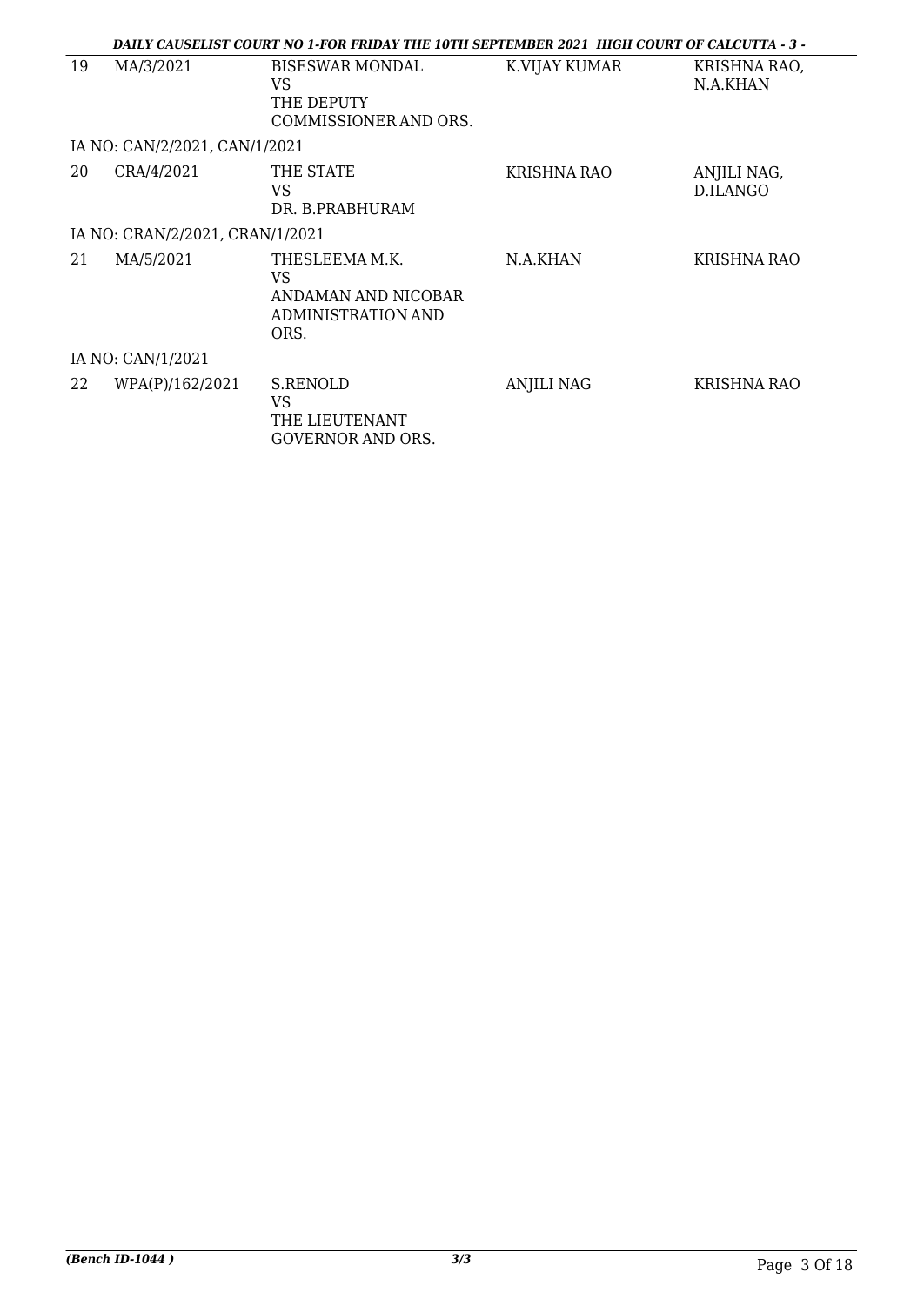| 19 | MA/3/2021 | BISESWAR MONDAL<br>VS<br>THE DEPUTY<br>COMMISSIONER AND ORS. | K.VIJAY KUMAR | KRISHNA RAO,<br>N.A.KHAN |
|---|---|---|---|---|
| IA NO: CAN/2/2021, CAN/1/2021 | | | | |
| 20 | CRA/4/2021 | THE STATE<br>VS<br>DR. B.PRABHURAM | KRISHNA RAO | ANJILI NAG,<br>D.ILANGO |
| IA NO: CRAN/2/2021, CRAN/1/2021 | | | | |
| 21 | MA/5/2021 | THESLEEMA M.K.<br>VS<br>ANDAMAN AND NICOBAR<br>ADMINISTRATION AND<br>ORS. | N.A.KHAN | KRISHNA RAO |
| IA NO: CAN/1/2021 | | | | |
| 22 | WPA(P)/162/2021 | S.RENOLD<br>VS<br>THE LIEUTENANT<br>GOVERNOR AND ORS. | ANJILI NAG | KRISHNA RAO |

*(Bench ID-1044 )*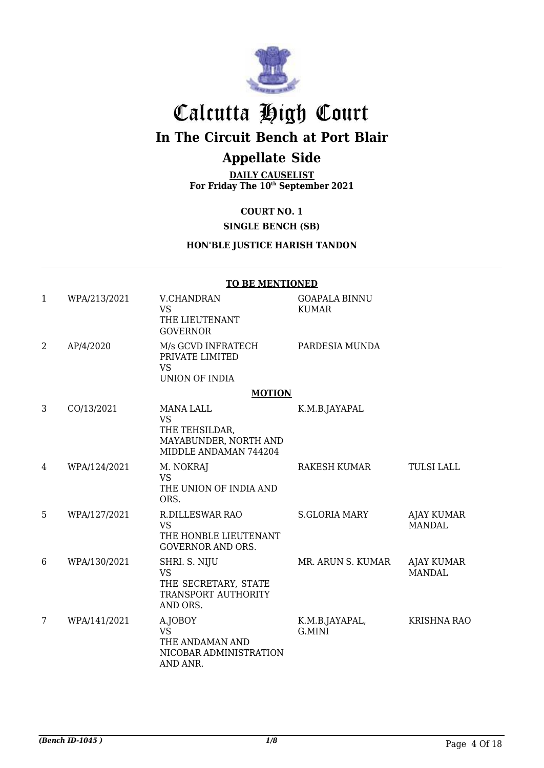# Calcutta High Court

## In The Circuit Bench at Port Blair

## Appellate Side

**DAILY CAUSELIST**
**For Friday The 10th September 2021**

**COURT NO. 1**

**SINGLE BENCH (SB)**

**HON'BLE JUSTICE HARISH TANDON**

**TO BE MENTIONED**

| | | | | |
|---|---|---|---|---|
| 1 | WPA/213/2021 | V.CHANDRAN VS THE LIEUTENANT GOVERNOR | GOAPALA BINNU KUMAR | |
| 2 | AP/4/2020 | M/s GCVD INFRATECH PRIVATE LIMITED VS UNION OF INDIA | PARDESIA MUNDA | |

**MOTION**

| | | | | |
|---|---|---|---|---|
| 3 | CO/13/2021 | MANA LALL VS THE TEHSILDAR, MAYABUNDER, NORTH AND MIDDLE ANDAMAN 744204 | K.M.B.JAYAPAL | |
| 4 | WPA/124/2021 | M. NOKRAJ VS THE UNION OF INDIA AND ORS. | RAKESH KUMAR | TULSI LALL |
| 5 | WPA/127/2021 | R.DILLESWAR RAO VS THE HONBLE LIEUTENANT GOVERNOR AND ORS. | S.GLORIA MARY | AJAY KUMAR MANDAL |
| 6 | WPA/130/2021 | SHRI. S. NIJU VS THE SECRETARY, STATE TRANSPORT AUTHORITY AND ORS. | MR. ARUN S. KUMAR | AJAY KUMAR MANDAL |
| 7 | WPA/141/2021 | A.JOBOY VS THE ANDAMAN AND NICOBAR ADMINISTRATION AND ANR. | K.M.B.JAYAPAL, G.MINI | KRISHNA RAO |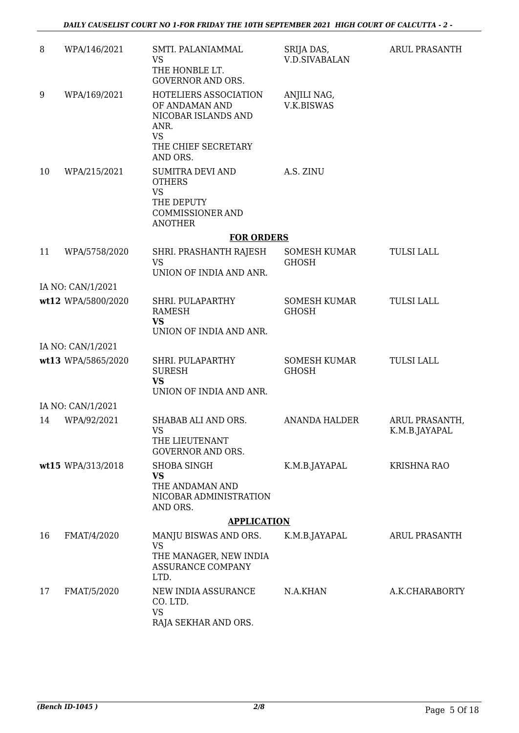| | | | | |
|---|---|---|---|---|
| 8 | WPA/146/2021 | SMTI. PALANIAMMAL<br>VS<br>THE HONBLE LT. GOVERNOR AND ORS. | SRIJA DAS, V.D.SIVABALAN | ARUL PRASANTH |
| 9 | WPA/169/2021 | HOTELIERS ASSOCIATION OF ANDAMAN AND NICOBAR ISLANDS AND ANR.<br>VS<br>THE CHIEF SECRETARY AND ORS. | ANJILI NAG, V.K.BISWAS | |
| 10 | WPA/215/2021 | SUMITRA DEVI AND OTHERS<br>VS<br>THE DEPUTY COMMISSIONER AND ANOTHER | A.S. ZINU | |

**FOR ORDERS**

| | | | | |
|---|---|---|---|---|
| 11 | WPA/5758/2020 | SHRI. PRASHANTH RAJESH<br>VS<br>UNION OF INDIA AND ANR. | SOMESH KUMAR GHOSH | TULSI LALL |
| | IA NO: CAN/1/2021 | | | |
| **wt12** | WPA/5800/2020 | SHRI. PULAPARTHY RAMESH<br>**VS**<br>UNION OF INDIA AND ANR. | SOMESH KUMAR GHOSH | TULSI LALL |
| | IA NO: CAN/1/2021 | | | |
| **wt13** | WPA/5865/2020 | SHRI. PULAPARTHY SURESH<br>**VS**<br>UNION OF INDIA AND ANR. | SOMESH KUMAR GHOSH | TULSI LALL |
| | IA NO: CAN/1/2021 | | | |
| 14 | WPA/92/2021 | SHABAB ALI AND ORS.<br>VS<br>THE LIEUTENANT GOVERNOR AND ORS. | ANANDA HALDER | ARUL PRASANTH, K.M.B.JAYAPAL |
| **wt15** | WPA/313/2018 | SHOBA SINGH<br>**VS**<br>THE ANDAMAN AND NICOBAR ADMINISTRATION AND ORS. | K.M.B.JAYAPAL | KRISHNA RAO |

**APPLICATION**

| | | | | |
|---|---|---|---|---|
| 16 | FMAT/4/2020 | MANJU BISWAS AND ORS.<br>VS<br>THE MANAGER, NEW INDIA ASSURANCE COMPANY LTD. | K.M.B.JAYAPAL | ARUL PRASANTH |
| 17 | FMAT/5/2020 | NEW INDIA ASSURANCE CO. LTD.<br>VS<br>RAJA SEKHAR AND ORS. | N.A.KHAN | A.K.CHARABORTY |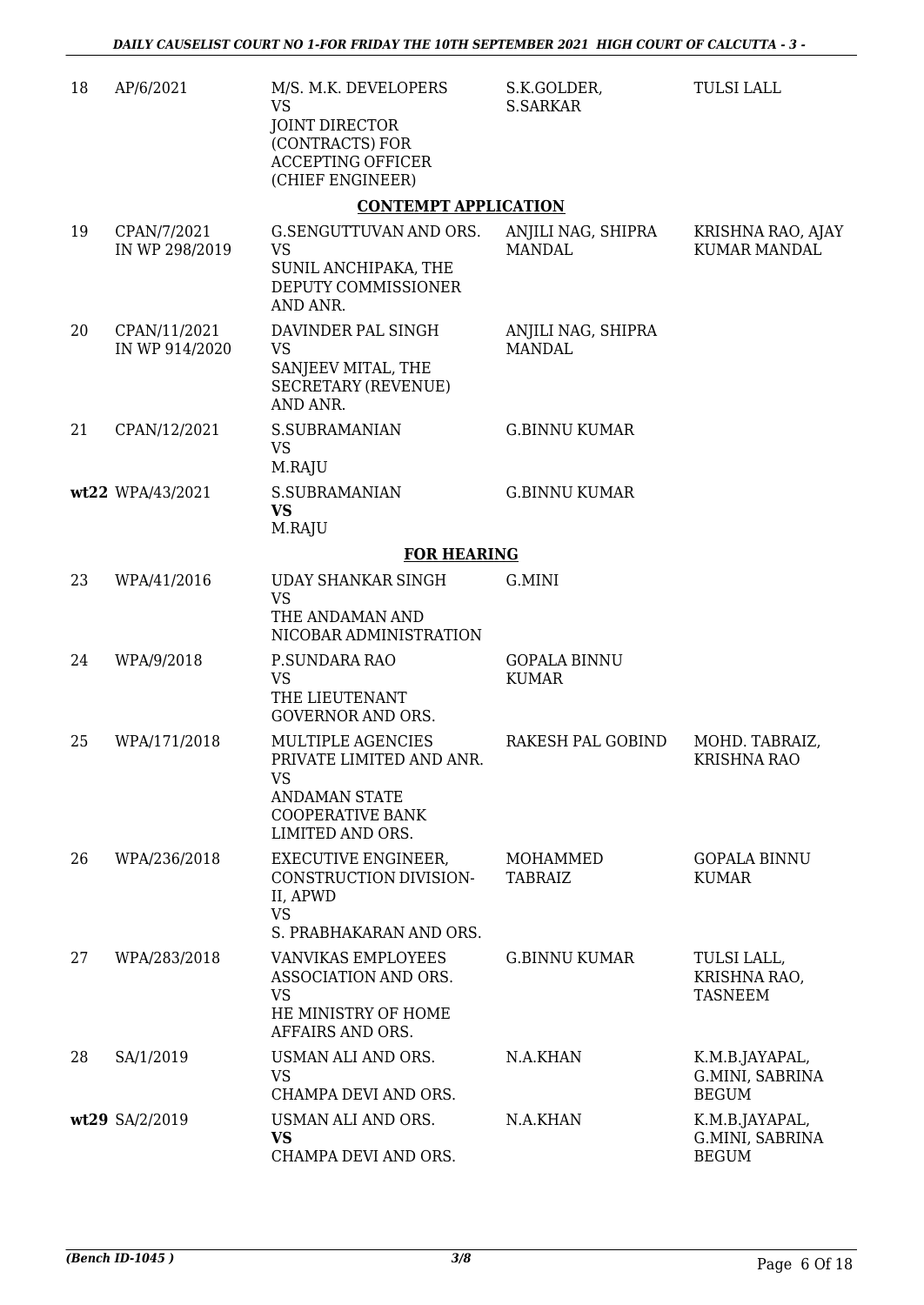| | | | | |
|---|---|---|---|---|
| 18 | AP/6/2021 | M/S. M.K. DEVELOPERS<br>VS<br>JOINT DIRECTOR (CONTRACTS) FOR ACCEPTING OFFICER (CHIEF ENGINEER) | S.K.GOLDER, S.SARKAR | TULSI LALL |

**CONTEMPT APPLICATION**

| | | | | |
|---|---|---|---|---|
| 19 | CPAN/7/2021 IN WP 298/2019 | G.SENGUTTUVAN AND ORS.<br>VS<br>SUNIL ANCHIPAKA, THE DEPUTY COMMISSIONER AND ANR. | ANJILI NAG, SHIPRA MANDAL | KRISHNA RAO, AJAY KUMAR MANDAL |
| 20 | CPAN/11/2021 IN WP 914/2020 | DAVINDER PAL SINGH<br>VS<br>SANJEEV MITAL, THE SECRETARY (REVENUE) AND ANR. | ANJILI NAG, SHIPRA MANDAL | |
| 21 | CPAN/12/2021 | S.SUBRAMANIAN<br>VS<br>M.RAJU | G.BINNU KUMAR | |
| wt22 | WPA/43/2021 | S.SUBRAMANIAN<br>**VS**<br>M.RAJU | G.BINNU KUMAR | |

**FOR HEARING**

| | | | | |
|---|---|---|---|---|
| 23 | WPA/41/2016 | UDAY SHANKAR SINGH<br>VS<br>THE ANDAMAN AND NICOBAR ADMINISTRATION | G.MINI | |
| 24 | WPA/9/2018 | P.SUNDARA RAO<br>VS<br>THE LIEUTENANT GOVERNOR AND ORS. | GOPALA BINNU KUMAR | |
| 25 | WPA/171/2018 | MULTIPLE AGENCIES PRIVATE LIMITED AND ANR.<br>VS<br>ANDAMAN STATE COOPERATIVE BANK LIMITED AND ORS. | RAKESH PAL GOBIND | MOHD. TABRAIZ, KRISHNA RAO |
| 26 | WPA/236/2018 | EXECUTIVE ENGINEER, CONSTRUCTION DIVISION-II, APWD<br>VS<br>S. PRABHAKARAN AND ORS. | MOHAMMED TABRAIZ | GOPALA BINNU KUMAR |
| 27 | WPA/283/2018 | VANVIKAS EMPLOYEES ASSOCIATION AND ORS.<br>VS<br>HE MINISTRY OF HOME AFFAIRS AND ORS. | G.BINNU KUMAR | TULSI LALL, KRISHNA RAO, TASNEEM |
| 28 | SA/1/2019 | USMAN ALI AND ORS.<br>VS<br>CHAMPA DEVI AND ORS. | N.A.KHAN | K.M.B.JAYAPAL, G.MINI, SABRINA BEGUM |
| wt29 | SA/2/2019 | USMAN ALI AND ORS.<br>**VS**<br>CHAMPA DEVI AND ORS. | N.A.KHAN | K.M.B.JAYAPAL, G.MINI, SABRINA BEGUM |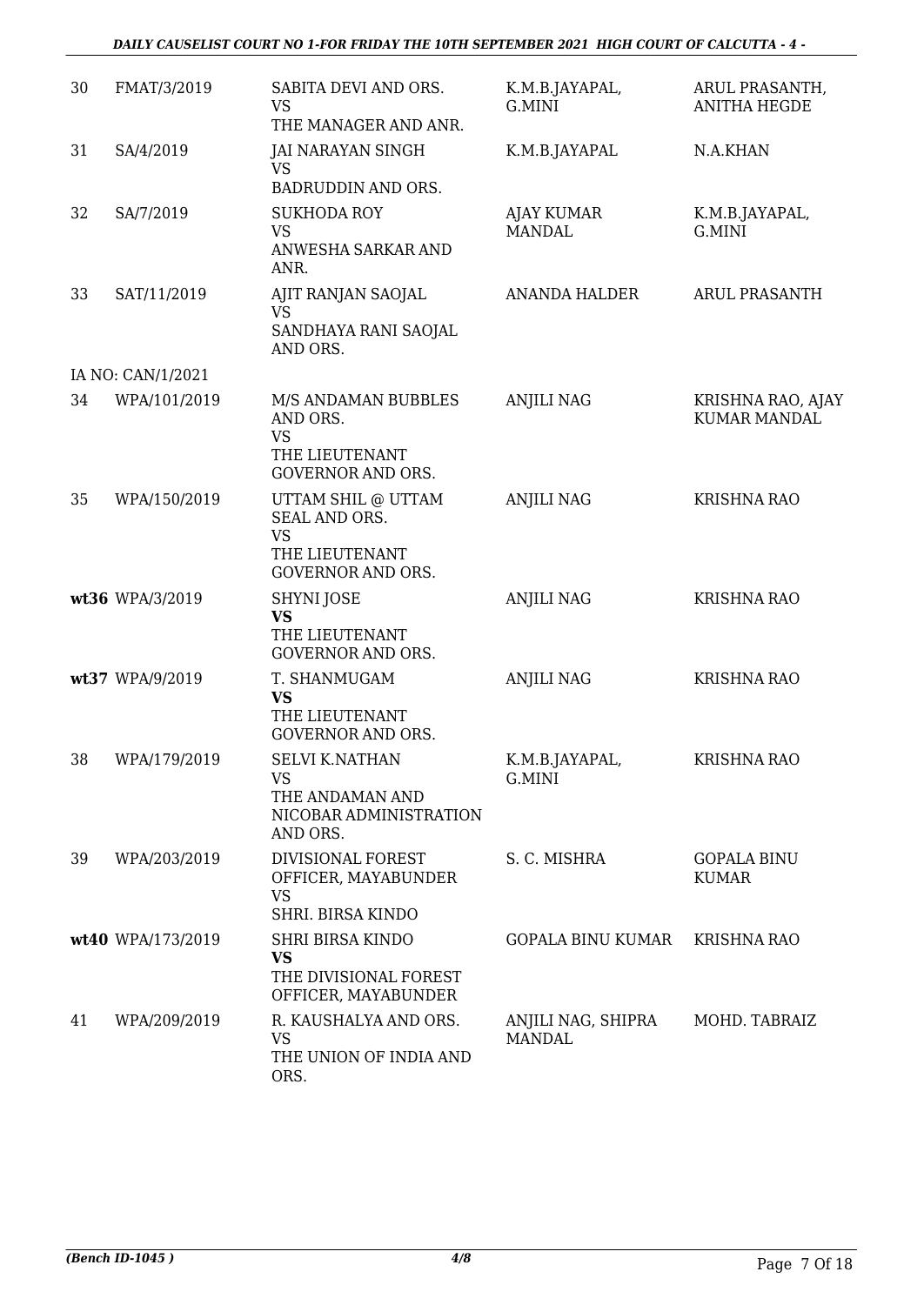| | | | | |
|---|---|---|---|---|
| 30 | FMAT/3/2019 | SABITA DEVI AND ORS.<br>VS<br>THE MANAGER AND ANR. | K.M.B.JAYAPAL,<br>G.MINI | ARUL PRASANTH,<br>ANITHA HEGDE |
| 31 | SA/4/2019 | JAI NARAYAN SINGH<br>VS<br>BADRUDDIN AND ORS. | K.M.B.JAYAPAL | N.A.KHAN |
| 32 | SA/7/2019 | SUKHODA ROY<br>VS<br>ANWESHA SARKAR AND ANR. | AJAY KUMAR<br>MANDAL | K.M.B.JAYAPAL,<br>G.MINI |
| 33 | SAT/11/2019 | AJIT RANJAN SAOJAL<br>VS<br>SANDHAYA RANI SAOJAL AND ORS. | ANANDA HALDER | ARUL PRASANTH |
| | IA NO: CAN/1/2021 | | | |
| 34 | WPA/101/2019 | M/S ANDAMAN BUBBLES AND ORS.<br>VS<br>THE LIEUTENANT GOVERNOR AND ORS. | ANJILI NAG | KRISHNA RAO, AJAY KUMAR MANDAL |
| 35 | WPA/150/2019 | UTTAM SHIL @ UTTAM SEAL AND ORS.<br>VS<br>THE LIEUTENANT GOVERNOR AND ORS. | ANJILI NAG | KRISHNA RAO |
| **wt36** | WPA/3/2019 | SHYNI JOSE<br>**VS**<br>THE LIEUTENANT GOVERNOR AND ORS. | ANJILI NAG | KRISHNA RAO |
| **wt37** | WPA/9/2019 | T. SHANMUGAM<br>**VS**<br>THE LIEUTENANT GOVERNOR AND ORS. | ANJILI NAG | KRISHNA RAO |
| 38 | WPA/179/2019 | SELVI K.NATHAN<br>VS<br>THE ANDAMAN AND NICOBAR ADMINISTRATION AND ORS. | K.M.B.JAYAPAL,<br>G.MINI | KRISHNA RAO |
| 39 | WPA/203/2019 | DIVISIONAL FOREST OFFICER, MAYABUNDER<br>VS<br>SHRI. BIRSA KINDO | S. C. MISHRA | GOPALA BINU KUMAR |
| **wt40** | WPA/173/2019 | SHRI BIRSA KINDO<br>**VS**<br>THE DIVISIONAL FOREST OFFICER, MAYABUNDER | GOPALA BINU KUMAR | KRISHNA RAO |
| 41 | WPA/209/2019 | R. KAUSHALYA AND ORS.<br>VS<br>THE UNION OF INDIA AND ORS. | ANJILI NAG, SHIPRA MANDAL | MOHD. TABRAIZ |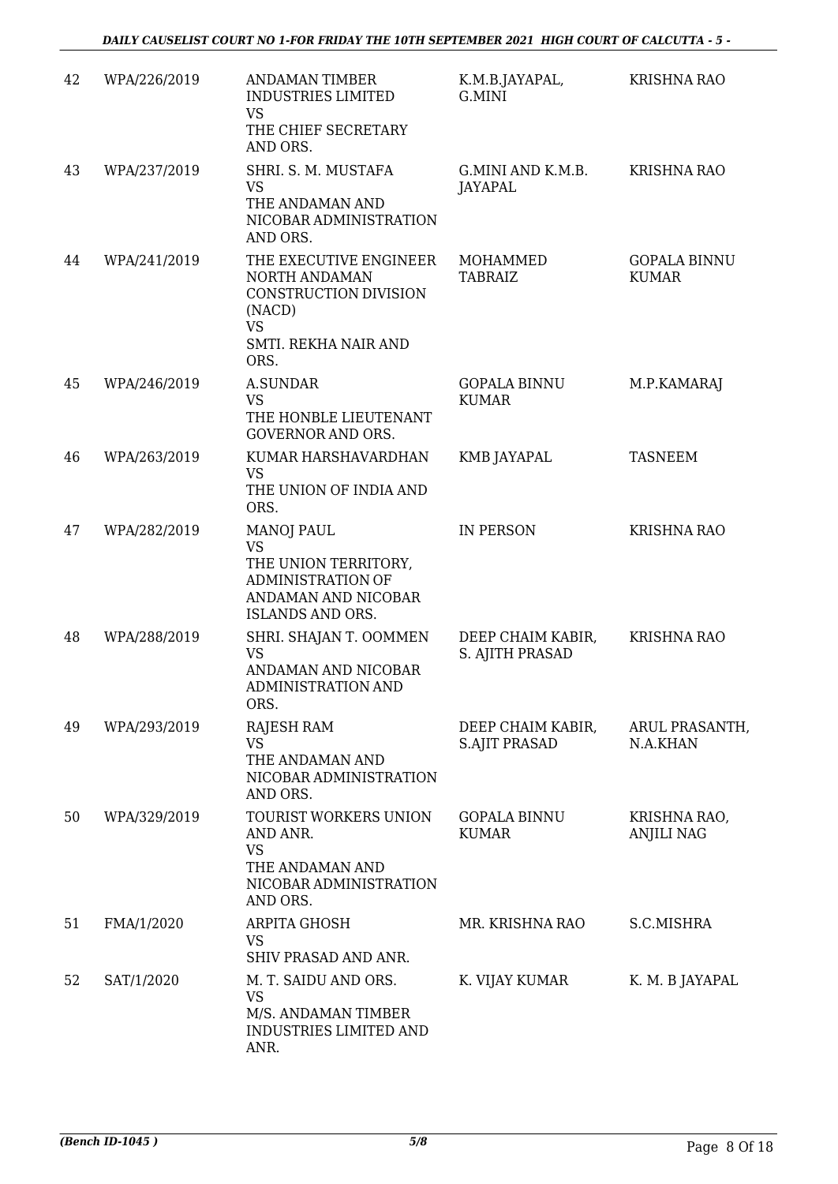| 42 | WPA/226/2019 | ANDAMAN TIMBER INDUSTRIES LIMITED VS THE CHIEF SECRETARY AND ORS. | K.M.B.JAYAPAL, G.MINI | KRISHNA RAO |
|---|---|---|---|---|
| 43 | WPA/237/2019 | SHRI. S. M. MUSTAFA VS THE ANDAMAN AND NICOBAR ADMINISTRATION AND ORS. | G.MINI AND K.M.B. JAYAPAL | KRISHNA RAO |
| 44 | WPA/241/2019 | THE EXECUTIVE ENGINEER NORTH ANDAMAN CONSTRUCTION DIVISION (NACD) VS SMTI. REKHA NAIR AND ORS. | MOHAMMED TABRAIZ | GOPALA BINNU KUMAR |
| 45 | WPA/246/2019 | A.SUNDAR VS THE HONBLE LIEUTENANT GOVERNOR AND ORS. | GOPALA BINNU KUMAR | M.P.KAMARAJ |
| 46 | WPA/263/2019 | KUMAR HARSHAVARDHAN VS THE UNION OF INDIA AND ORS. | KMB JAYAPAL | TASNEEM |
| 47 | WPA/282/2019 | MANOJ PAUL VS THE UNION TERRITORY, ADMINISTRATION OF ANDAMAN AND NICOBAR ISLANDS AND ORS. | IN PERSON | KRISHNA RAO |
| 48 | WPA/288/2019 | SHRI. SHAJAN T. OOMMEN VS ANDAMAN AND NICOBAR ADMINISTRATION AND ORS. | DEEP CHAIM KABIR, S. AJITH PRASAD | KRISHNA RAO |
| 49 | WPA/293/2019 | RAJESH RAM VS THE ANDAMAN AND NICOBAR ADMINISTRATION AND ORS. | DEEP CHAIM KABIR, S.AJIT PRASAD | ARUL PRASANTH, N.A.KHAN |
| 50 | WPA/329/2019 | TOURIST WORKERS UNION AND ANR. VS THE ANDAMAN AND NICOBAR ADMINISTRATION AND ORS. | GOPALA BINNU KUMAR | KRISHNA RAO, ANJILI NAG |
| 51 | FMA/1/2020 | ARPITA GHOSH VS SHIV PRASAD AND ANR. | MR. KRISHNA RAO | S.C.MISHRA |
| 52 | SAT/1/2020 | M. T. SAIDU AND ORS. VS M/S. ANDAMAN TIMBER INDUSTRIES LIMITED AND ANR. | K. VIJAY KUMAR | K. M. B JAYAPAL |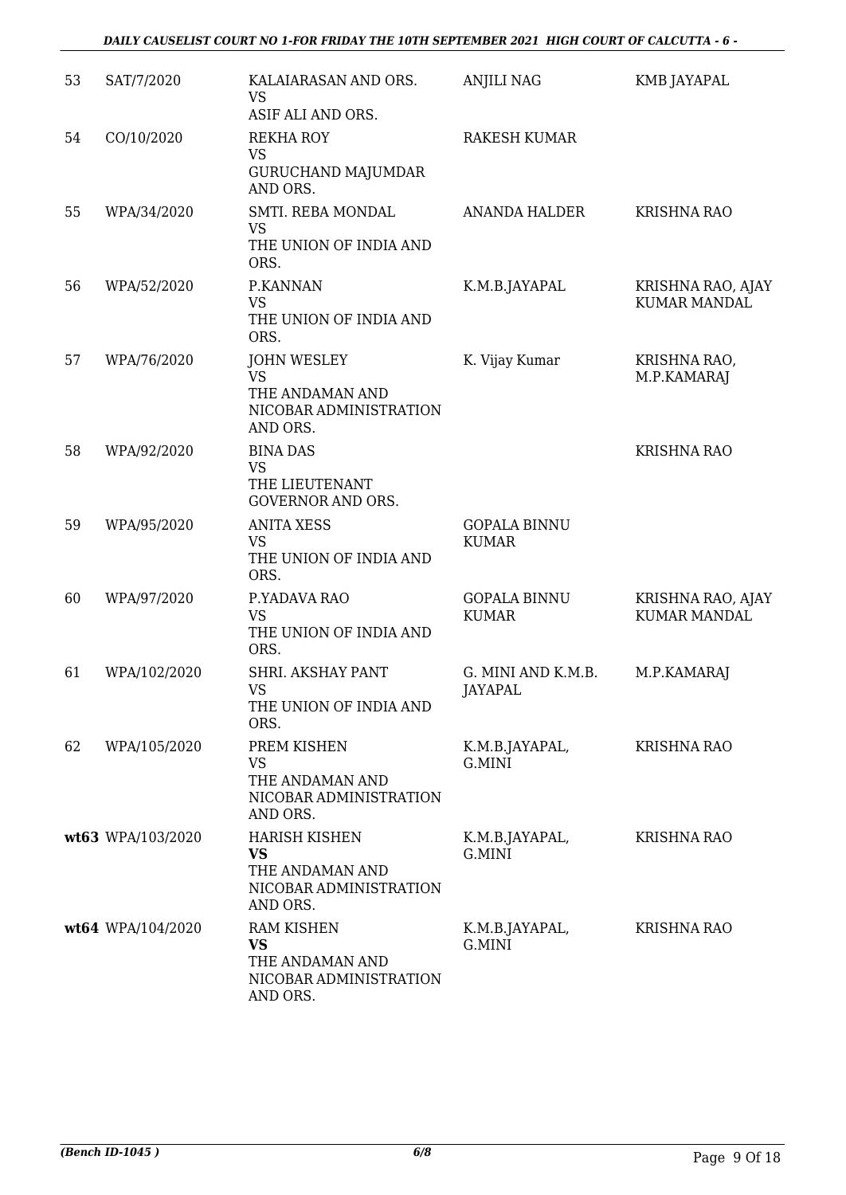| 53 | SAT/7/2020 | KALAIARASAN AND ORS.<br>VS<br>ASIF ALI AND ORS. | ANJILI NAG | KMB JAYAPAL |
|---|---|---|---|---|
| 54 | CO/10/2020 | REKHA ROY<br>VS<br>GURUCHAND MAJUMDAR AND ORS. | RAKESH KUMAR | |
| 55 | WPA/34/2020 | SMTI. REBA MONDAL<br>VS<br>THE UNION OF INDIA AND ORS. | ANANDA HALDER | KRISHNA RAO |
| 56 | WPA/52/2020 | P.KANNAN<br>VS<br>THE UNION OF INDIA AND ORS. | K.M.B.JAYAPAL | KRISHNA RAO, AJAY KUMAR MANDAL |
| 57 | WPA/76/2020 | JOHN WESLEY<br>VS<br>THE ANDAMAN AND NICOBAR ADMINISTRATION AND ORS. | K. Vijay Kumar | KRISHNA RAO, M.P.KAMARAJ |
| 58 | WPA/92/2020 | BINA DAS<br>VS<br>THE LIEUTENANT GOVERNOR AND ORS. | | KRISHNA RAO |
| 59 | WPA/95/2020 | ANITA XESS<br>VS<br>THE UNION OF INDIA AND ORS. | GOPALA BINNU KUMAR | |
| 60 | WPA/97/2020 | P.YADAVA RAO<br>VS<br>THE UNION OF INDIA AND ORS. | GOPALA BINNU KUMAR | KRISHNA RAO, AJAY KUMAR MANDAL |
| 61 | WPA/102/2020 | SHRI. AKSHAY PANT<br>VS<br>THE UNION OF INDIA AND ORS. | G. MINI AND K.M.B. JAYAPAL | M.P.KAMARAJ |
| 62 | WPA/105/2020 | PREM KISHEN<br>VS<br>THE ANDAMAN AND NICOBAR ADMINISTRATION AND ORS. | K.M.B.JAYAPAL, G.MINI | KRISHNA RAO |
| **wt63** | WPA/103/2020 | HARISH KISHEN<br>**VS**<br>THE ANDAMAN AND NICOBAR ADMINISTRATION AND ORS. | K.M.B.JAYAPAL, G.MINI | KRISHNA RAO |
| **wt64** | WPA/104/2020 | RAM KISHEN<br>**VS**<br>THE ANDAMAN AND NICOBAR ADMINISTRATION AND ORS. | K.M.B.JAYAPAL, G.MINI | KRISHNA RAO |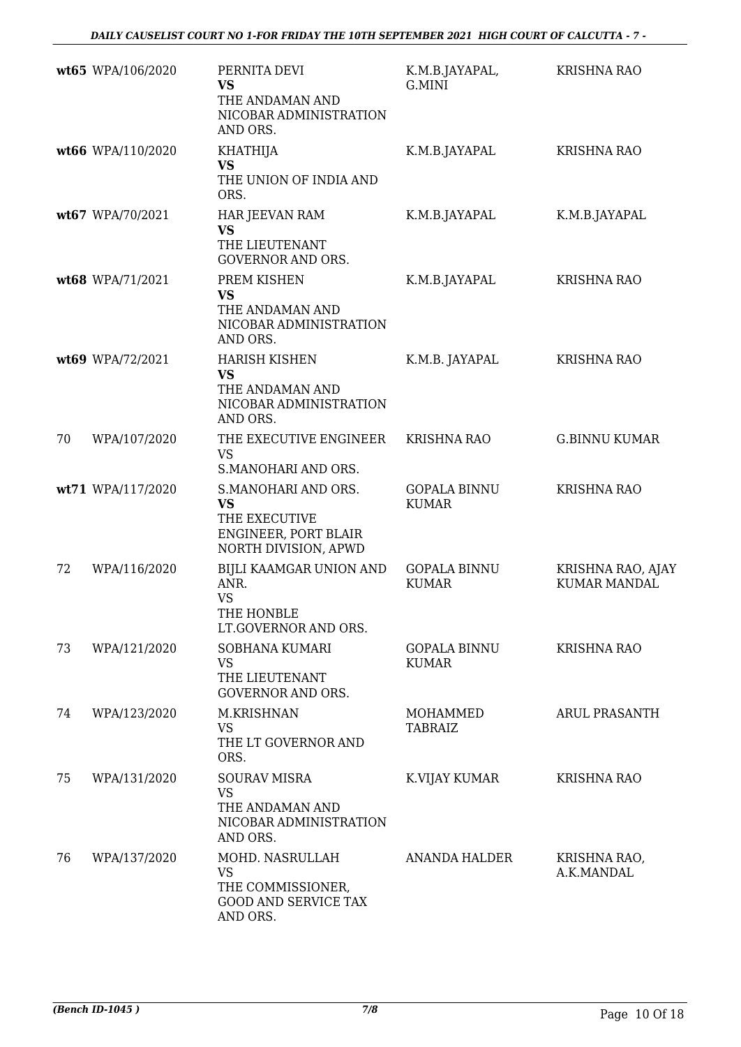| | Case No. | Parties | Petitioner Advocate | Respondent Advocate |
|---|---|---|---|---|
| **wt65** | WPA/106/2020 | PERNITA DEVI **VS** THE ANDAMAN AND NICOBAR ADMINISTRATION AND ORS. | K.M.B.JAYAPAL, G.MINI | KRISHNA RAO |
| **wt66** | WPA/110/2020 | KHATHIJA **VS** THE UNION OF INDIA AND ORS. | K.M.B.JAYAPAL | KRISHNA RAO |
| **wt67** | WPA/70/2021 | HAR JEEVAN RAM **VS** THE LIEUTENANT GOVERNOR AND ORS. | K.M.B.JAYAPAL | K.M.B.JAYAPAL |
| **wt68** | WPA/71/2021 | PREM KISHEN **VS** THE ANDAMAN AND NICOBAR ADMINISTRATION AND ORS. | K.M.B.JAYAPAL | KRISHNA RAO |
| **wt69** | WPA/72/2021 | HARISH KISHEN **VS** THE ANDAMAN AND NICOBAR ADMINISTRATION AND ORS. | K.M.B. JAYAPAL | KRISHNA RAO |
| 70 | WPA/107/2020 | THE EXECUTIVE ENGINEER VS S.MANOHARI AND ORS. | KRISHNA RAO | G.BINNU KUMAR |
| **wt71** | WPA/117/2020 | S.MANOHARI AND ORS. **VS** THE EXECUTIVE ENGINEER, PORT BLAIR NORTH DIVISION, APWD | GOPALA BINNU KUMAR | KRISHNA RAO |
| 72 | WPA/116/2020 | BIJLI KAAMGAR UNION AND ANR. VS THE HONBLE LT.GOVERNOR AND ORS. | GOPALA BINNU KUMAR | KRISHNA RAO, AJAY KUMAR MANDAL |
| 73 | WPA/121/2020 | SOBHANA KUMARI VS THE LIEUTENANT GOVERNOR AND ORS. | GOPALA BINNU KUMAR | KRISHNA RAO |
| 74 | WPA/123/2020 | M.KRISHNAN VS THE LT GOVERNOR AND ORS. | MOHAMMED TABRAIZ | ARUL PRASANTH |
| 75 | WPA/131/2020 | SOURAV MISRA VS THE ANDAMAN AND NICOBAR ADMINISTRATION AND ORS. | K.VIJAY KUMAR | KRISHNA RAO |
| 76 | WPA/137/2020 | MOHD. NASRULLAH VS THE COMMISSIONER, GOOD AND SERVICE TAX AND ORS. | ANANDA HALDER | KRISHNA RAO, A.K.MANDAL |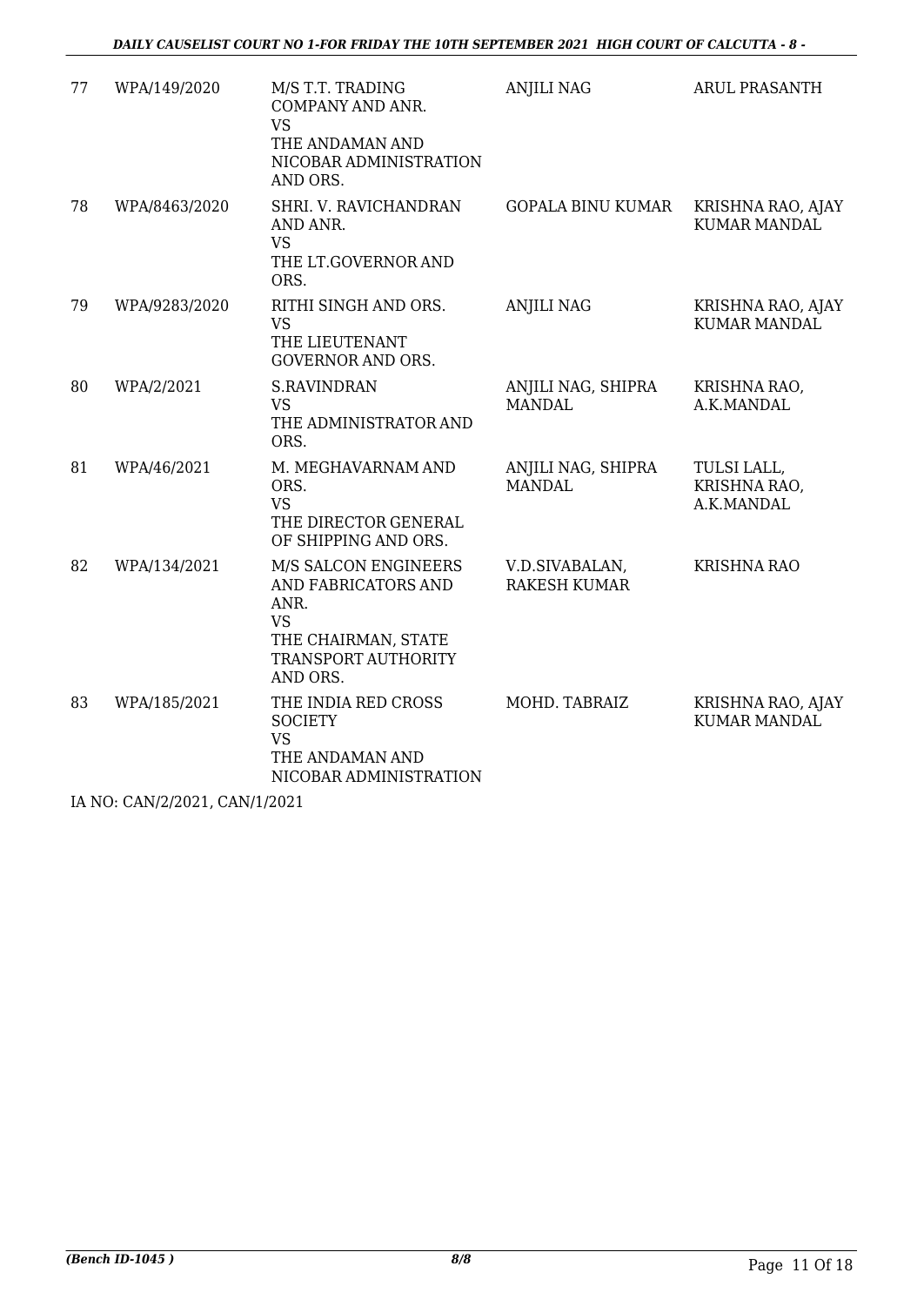| | | | | |
|---|---|---|---|---|
| 77 | WPA/149/2020 | M/S T.T. TRADING COMPANY AND ANR.<br>VS<br>THE ANDAMAN AND NICOBAR ADMINISTRATION AND ORS. | ANJILI NAG | ARUL PRASANTH |
| 78 | WPA/8463/2020 | SHRI. V. RAVICHANDRAN AND ANR.<br>VS<br>THE LT.GOVERNOR AND ORS. | GOPALA BINU KUMAR | KRISHNA RAO, AJAY KUMAR MANDAL |
| 79 | WPA/9283/2020 | RITHI SINGH AND ORS.<br>VS<br>THE LIEUTENANT GOVERNOR AND ORS. | ANJILI NAG | KRISHNA RAO, AJAY KUMAR MANDAL |
| 80 | WPA/2/2021 | S.RAVINDRAN<br>VS<br>THE ADMINISTRATOR AND ORS. | ANJILI NAG, SHIPRA MANDAL | KRISHNA RAO, A.K.MANDAL |
| 81 | WPA/46/2021 | M. MEGHAVARNAM AND ORS.<br>VS<br>THE DIRECTOR GENERAL OF SHIPPING AND ORS. | ANJILI NAG, SHIPRA MANDAL | TULSI LALL, KRISHNA RAO, A.K.MANDAL |
| 82 | WPA/134/2021 | M/S SALCON ENGINEERS AND FABRICATORS AND ANR.<br>VS<br>THE CHAIRMAN, STATE TRANSPORT AUTHORITY AND ORS. | V.D.SIVABALAN, RAKESH KUMAR | KRISHNA RAO |
| 83 | WPA/185/2021 | THE INDIA RED CROSS SOCIETY<br>VS<br>THE ANDAMAN AND NICOBAR ADMINISTRATION | MOHD. TABRAIZ | KRISHNA RAO, AJAY KUMAR MANDAL |

IA NO: CAN/2/2021, CAN/1/2021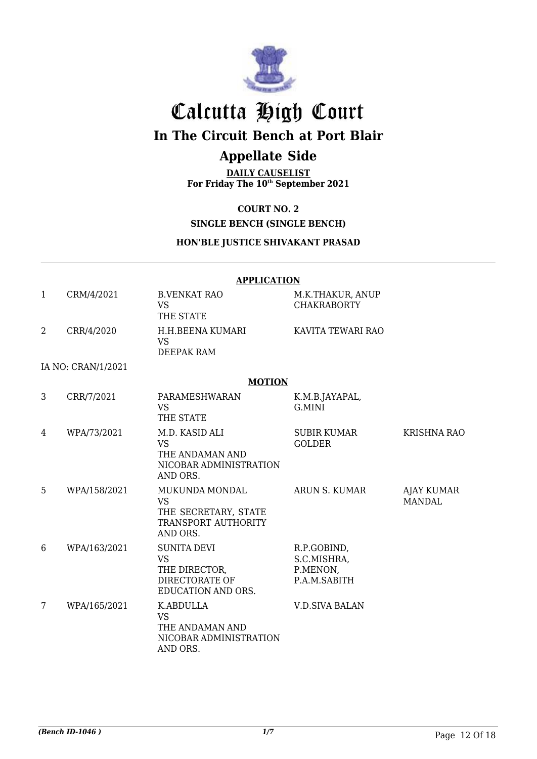# Calcutta High Court

## In The Circuit Bench at Port Blair

## Appellate Side

**DAILY CAUSELIST**
**For Friday The 10th September 2021**

**COURT NO. 2**

**SINGLE BENCH (SINGLE BENCH)**

**HON'BLE JUSTICE SHIVAKANT PRASAD**

**APPLICATION**

| | | | | |
|---|---|---|---|---|
| 1 | CRM/4/2021 | B.VENKAT RAO VS THE STATE | M.K.THAKUR, ANUP CHAKRABORTY | |
| 2 | CRR/4/2020 | H.H.BEENA KUMARI VS DEEPAK RAM | KAVITA TEWARI RAO | |

IA NO: CRAN/1/2021

**MOTION**

| | | | | |
|---|---|---|---|---|
| 3 | CRR/7/2021 | PARAMESHWARAN VS THE STATE | K.M.B.JAYAPAL, G.MINI | |
| 4 | WPA/73/2021 | M.D. KASID ALI VS THE ANDAMAN AND NICOBAR ADMINISTRATION AND ORS. | SUBIR KUMAR GOLDER | KRISHNA RAO |
| 5 | WPA/158/2021 | MUKUNDA MONDAL VS THE SECRETARY, STATE TRANSPORT AUTHORITY AND ORS. | ARUN S. KUMAR | AJAY KUMAR MANDAL |
| 6 | WPA/163/2021 | SUNITA DEVI VS THE DIRECTOR, DIRECTORATE OF EDUCATION AND ORS. | R.P.GOBIND, S.C.MISHRA, P.MENON, P.A.M.SABITH | |
| 7 | WPA/165/2021 | K.ABDULLA VS THE ANDAMAN AND NICOBAR ADMINISTRATION AND ORS. | V.D.SIVA BALAN | |

*(Bench ID-1046 )*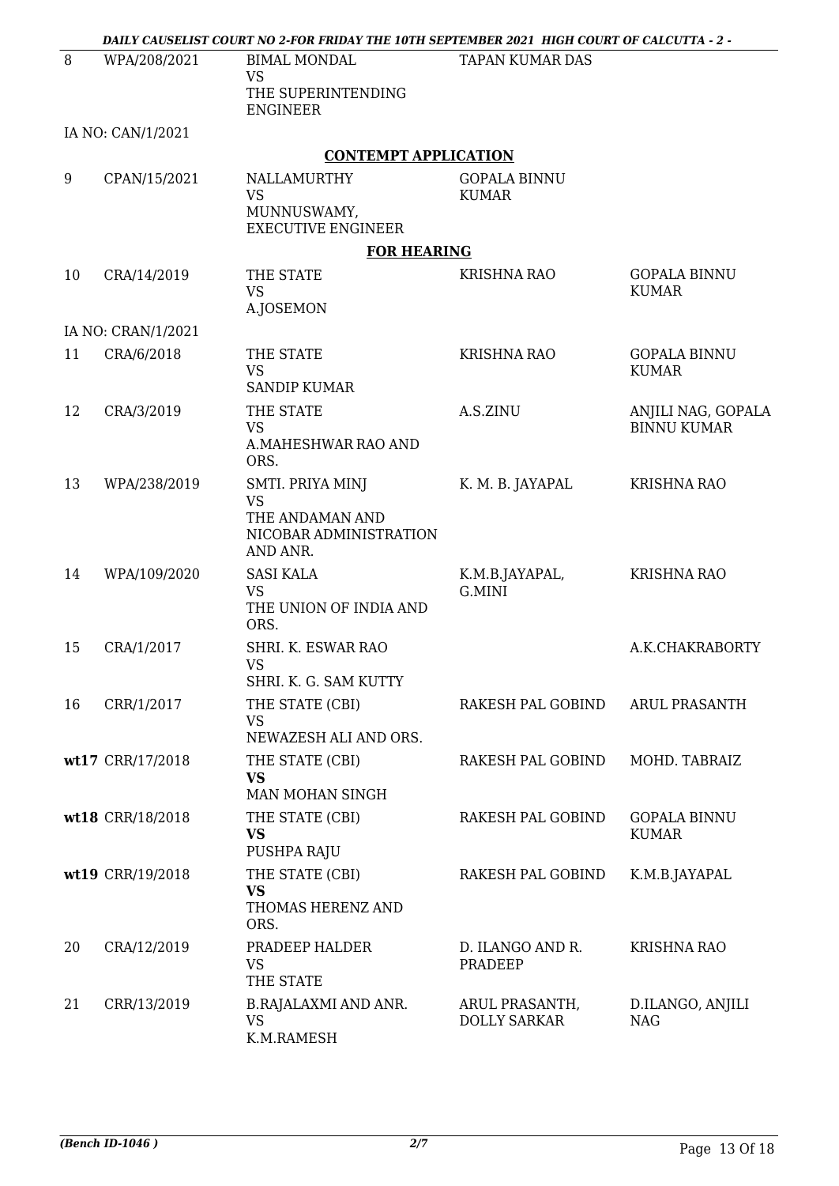| 8 | WPA/208/2021 | BIMAL MONDAL<br>VS<br>THE SUPERINTENDING ENGINEER | TAPAN KUMAR DAS | |
|---|---|---|---|---|
| | IA NO: CAN/1/2021 | | | |

**CONTEMPT APPLICATION**

| 9 | CPAN/15/2021 | NALLAMURTHY<br>VS<br>MUNNUSWAMY, EXECUTIVE ENGINEER | GOPALA BINNU KUMAR | |
|---|---|---|---|---|

**FOR HEARING**

| 10 | CRA/14/2019 | THE STATE<br>VS<br>A.JOSEMON | KRISHNA RAO | GOPALA BINNU KUMAR |
|---|---|---|---|---|
| | IA NO: CRAN/1/2021 | | | |
| 11 | CRA/6/2018 | THE STATE<br>VS<br>SANDIP KUMAR | KRISHNA RAO | GOPALA BINNU KUMAR |
| 12 | CRA/3/2019 | THE STATE<br>VS<br>A.MAHESHWAR RAO AND ORS. | A.S.ZINU | ANJILI NAG, GOPALA BINNU KUMAR |
| 13 | WPA/238/2019 | SMTI. PRIYA MINJ<br>VS<br>THE ANDAMAN AND NICOBAR ADMINISTRATION AND ANR. | K. M. B. JAYAPAL | KRISHNA RAO |
| 14 | WPA/109/2020 | SASI KALA<br>VS<br>THE UNION OF INDIA AND ORS. | K.M.B.JAYAPAL, G.MINI | KRISHNA RAO |
| 15 | CRA/1/2017 | SHRI. K. ESWAR RAO<br>VS<br>SHRI. K. G. SAM KUTTY | | A.K.CHAKRABORTY |
| 16 | CRR/1/2017 | THE STATE (CBI)<br>VS<br>NEWAZESH ALI AND ORS. | RAKESH PAL GOBIND | ARUL PRASANTH |
| **wt17** | CRR/17/2018 | THE STATE (CBI)<br>**VS**<br>MAN MOHAN SINGH | RAKESH PAL GOBIND | MOHD. TABRAIZ |
| **wt18** | CRR/18/2018 | THE STATE (CBI)<br>**VS**<br>PUSHPA RAJU | RAKESH PAL GOBIND | GOPALA BINNU KUMAR |
| **wt19** | CRR/19/2018 | THE STATE (CBI)<br>**VS**<br>THOMAS HERENZ AND ORS. | RAKESH PAL GOBIND | K.M.B.JAYAPAL |
| 20 | CRA/12/2019 | PRADEEP HALDER<br>VS<br>THE STATE | D. ILANGO AND R. PRADEEP | KRISHNA RAO |
| 21 | CRR/13/2019 | B.RAJALAXMI AND ANR.<br>VS<br>K.M.RAMESH | ARUL PRASANTH, DOLLY SARKAR | D.ILANGO, ANJILI NAG |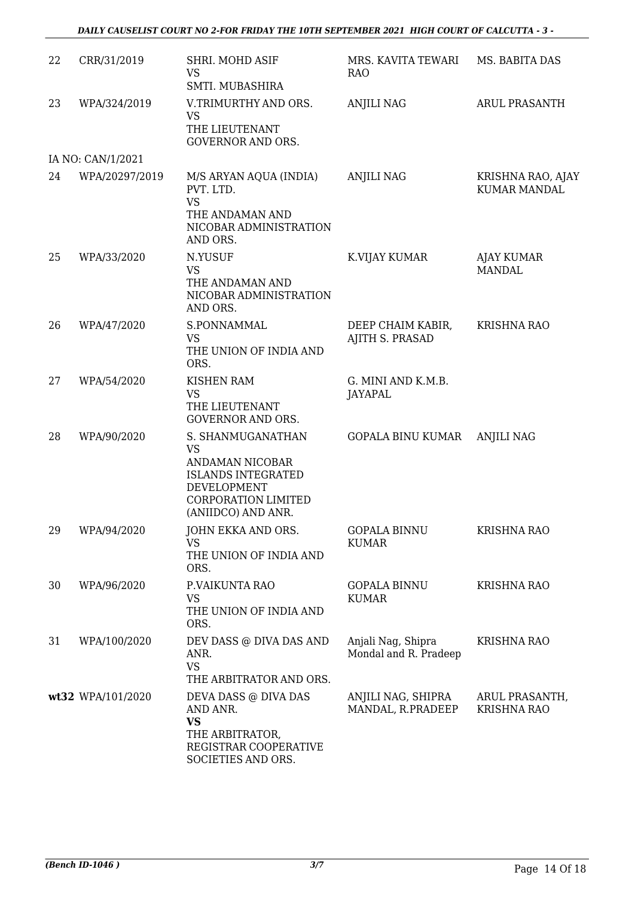| | | | | |
|---|---|---|---|---|
| 22 | CRR/31/2019 | SHRI. MOHD ASIF<br>VS<br>SMTI. MUBASHIRA | MRS. KAVITA TEWARI RAO | MS. BABITA DAS |
| 23 | WPA/324/2019 | V.TRIMURTHY AND ORS.<br>VS<br>THE LIEUTENANT GOVERNOR AND ORS. | ANJILI NAG | ARUL PRASANTH |
| IA NO: CAN/1/2021 | | | | |
| 24 | WPA/20297/2019 | M/S ARYAN AQUA (INDIA) PVT. LTD.<br>VS<br>THE ANDAMAN AND NICOBAR ADMINISTRATION AND ORS. | ANJILI NAG | KRISHNA RAO, AJAY KUMAR MANDAL |
| 25 | WPA/33/2020 | N.YUSUF<br>VS<br>THE ANDAMAN AND NICOBAR ADMINISTRATION AND ORS. | K.VIJAY KUMAR | AJAY KUMAR MANDAL |
| 26 | WPA/47/2020 | S.PONNAMMAL<br>VS<br>THE UNION OF INDIA AND ORS. | DEEP CHAIM KABIR, AJITH S. PRASAD | KRISHNA RAO |
| 27 | WPA/54/2020 | KISHEN RAM<br>VS<br>THE LIEUTENANT GOVERNOR AND ORS. | G. MINI AND K.M.B. JAYAPAL | |
| 28 | WPA/90/2020 | S. SHANMUGANATHAN<br>VS<br>ANDAMAN NICOBAR ISLANDS INTEGRATED DEVELOPMENT CORPORATION LIMITED (ANIIDCO) AND ANR. | GOPALA BINU KUMAR | ANJILI NAG |
| 29 | WPA/94/2020 | JOHN EKKA AND ORS.<br>VS<br>THE UNION OF INDIA AND ORS. | GOPALA BINNU KUMAR | KRISHNA RAO |
| 30 | WPA/96/2020 | P.VAIKUNTA RAO<br>VS<br>THE UNION OF INDIA AND ORS. | GOPALA BINNU KUMAR | KRISHNA RAO |
| 31 | WPA/100/2020 | DEV DASS @ DIVA DAS AND ANR.<br>VS<br>THE ARBITRATOR AND ORS. | Anjali Nag, Shipra Mondal and R. Pradeep | KRISHNA RAO |
| **wt32** | WPA/101/2020 | DEVA DASS @ DIVA DAS AND ANR.<br>**VS**<br>THE ARBITRATOR, REGISTRAR COOPERATIVE SOCIETIES AND ORS. | ANJILI NAG, SHIPRA MANDAL, R.PRADEEP | ARUL PRASANTH, KRISHNA RAO |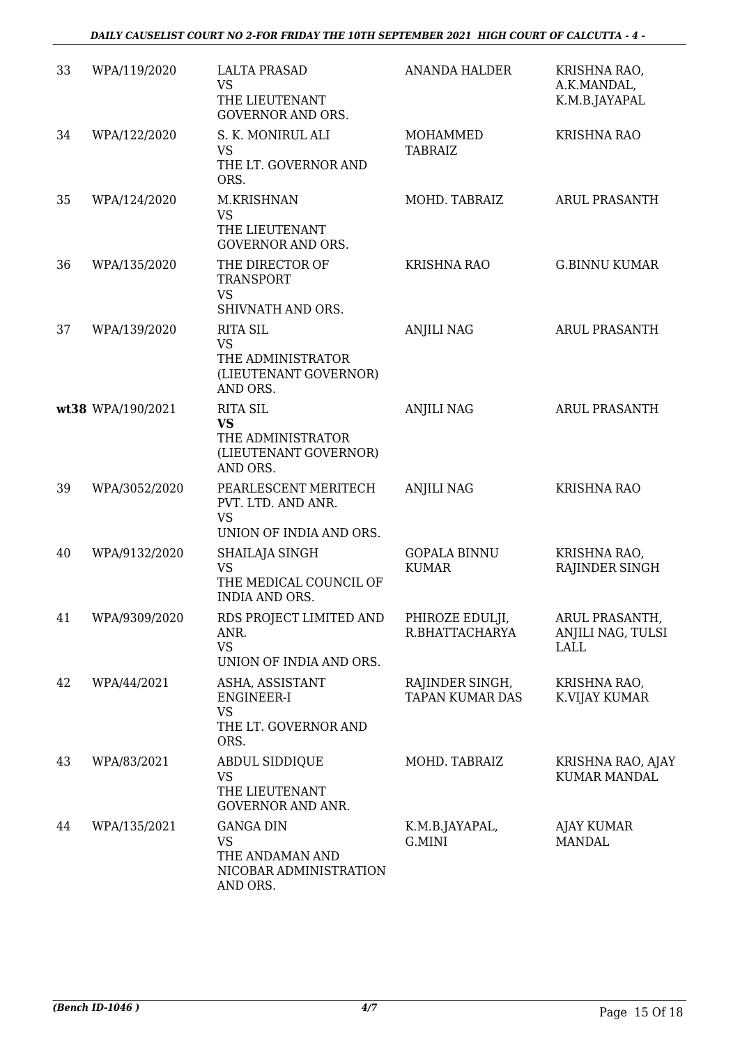| 33 | WPA/119/2020 | LALTA PRASAD<br>VS<br>THE LIEUTENANT GOVERNOR AND ORS. | ANANDA HALDER | KRISHNA RAO, A.K.MANDAL, K.M.B.JAYAPAL |
|---|---|---|---|---|
| 34 | WPA/122/2020 | S. K. MONIRUL ALI<br>VS<br>THE LT. GOVERNOR AND ORS. | MOHAMMED TABRAIZ | KRISHNA RAO |
| 35 | WPA/124/2020 | M.KRISHNAN<br>VS<br>THE LIEUTENANT GOVERNOR AND ORS. | MOHD. TABRAIZ | ARUL PRASANTH |
| 36 | WPA/135/2020 | THE DIRECTOR OF TRANSPORT<br>VS<br>SHIVNATH AND ORS. | KRISHNA RAO | G.BINNU KUMAR |
| 37 | WPA/139/2020 | RITA SIL<br>VS<br>THE ADMINISTRATOR (LIEUTENANT GOVERNOR) AND ORS. | ANJILI NAG | ARUL PRASANTH |
| **wt38** | WPA/190/2021 | RITA SIL<br>**VS**<br>THE ADMINISTRATOR (LIEUTENANT GOVERNOR) AND ORS. | ANJILI NAG | ARUL PRASANTH |
| 39 | WPA/3052/2020 | PEARLESCENT MERITECH PVT. LTD. AND ANR.<br>VS<br>UNION OF INDIA AND ORS. | ANJILI NAG | KRISHNA RAO |
| 40 | WPA/9132/2020 | SHAILAJA SINGH<br>VS<br>THE MEDICAL COUNCIL OF INDIA AND ORS. | GOPALA BINNU KUMAR | KRISHNA RAO, RAJINDER SINGH |
| 41 | WPA/9309/2020 | RDS PROJECT LIMITED AND ANR.<br>VS<br>UNION OF INDIA AND ORS. | PHIROZE EDULJI, R.BHATTACHARYA | ARUL PRASANTH, ANJILI NAG, TULSI LALL |
| 42 | WPA/44/2021 | ASHA, ASSISTANT ENGINEER-I<br>VS<br>THE LT. GOVERNOR AND ORS. | RAJINDER SINGH, TAPAN KUMAR DAS | KRISHNA RAO, K.VIJAY KUMAR |
| 43 | WPA/83/2021 | ABDUL SIDDIQUE<br>VS<br>THE LIEUTENANT GOVERNOR AND ANR. | MOHD. TABRAIZ | KRISHNA RAO, AJAY KUMAR MANDAL |
| 44 | WPA/135/2021 | GANGA DIN<br>VS<br>THE ANDAMAN AND NICOBAR ADMINISTRATION AND ORS. | K.M.B.JAYAPAL, G.MINI | AJAY KUMAR MANDAL |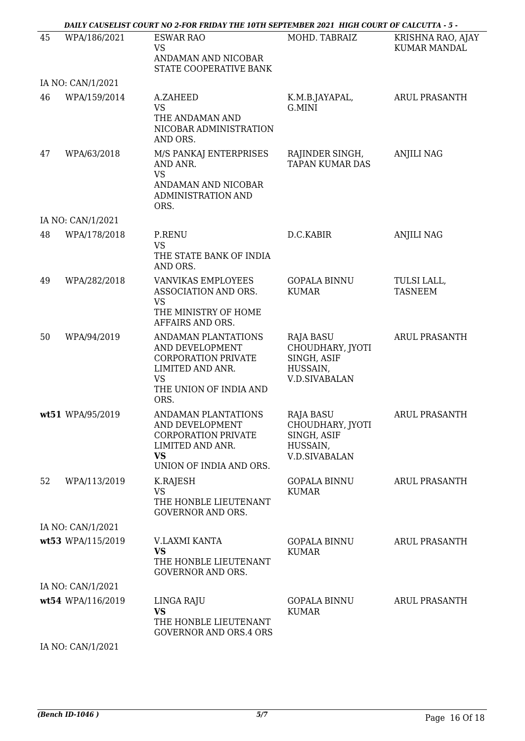| 45 | WPA/186/2021 | ESWAR RAO<br>VS<br>ANDAMAN AND NICOBAR STATE COOPERATIVE BANK | MOHD. TABRAIZ | KRISHNA RAO, AJAY KUMAR MANDAL |
|---|---|---|---|---|
| | IA NO: CAN/1/2021 | | | |
| 46 | WPA/159/2014 | A.ZAHEED<br>VS<br>THE ANDAMAN AND NICOBAR ADMINISTRATION AND ORS. | K.M.B.JAYAPAL, G.MINI | ARUL PRASANTH |
| 47 | WPA/63/2018 | M/S PANKAJ ENTERPRISES AND ANR.<br>VS<br>ANDAMAN AND NICOBAR ADMINISTRATION AND ORS. | RAJINDER SINGH, TAPAN KUMAR DAS | ANJILI NAG |
| | IA NO: CAN/1/2021 | | | |
| 48 | WPA/178/2018 | P.RENU<br>VS<br>THE STATE BANK OF INDIA AND ORS. | D.C.KABIR | ANJILI NAG |
| 49 | WPA/282/2018 | VANVIKAS EMPLOYEES ASSOCIATION AND ORS.<br>VS<br>THE MINISTRY OF HOME AFFAIRS AND ORS. | GOPALA BINNU KUMAR | TULSI LALL, TASNEEM |
| 50 | WPA/94/2019 | ANDAMAN PLANTATIONS AND DEVELOPMENT CORPORATION PRIVATE LIMITED AND ANR.<br>VS<br>THE UNION OF INDIA AND ORS. | RAJA BASU CHOUDHARY, JYOTI SINGH, ASIF HUSSAIN, V.D.SIVABALAN | ARUL PRASANTH |
| **wt51** | WPA/95/2019 | ANDAMAN PLANTATIONS AND DEVELOPMENT CORPORATION PRIVATE LIMITED AND ANR.<br>**VS**<br>UNION OF INDIA AND ORS. | RAJA BASU CHOUDHARY, JYOTI SINGH, ASIF HUSSAIN, V.D.SIVABALAN | ARUL PRASANTH |
| 52 | WPA/113/2019 | K.RAJESH<br>VS<br>THE HONBLE LIEUTENANT GOVERNOR AND ORS. | GOPALA BINNU KUMAR | ARUL PRASANTH |
| | IA NO: CAN/1/2021 | | | |
| **wt53** | WPA/115/2019 | V.LAXMI KANTA<br>**VS**<br>THE HONBLE LIEUTENANT GOVERNOR AND ORS. | GOPALA BINNU KUMAR | ARUL PRASANTH |
| | IA NO: CAN/1/2021 | | | |
| **wt54** | WPA/116/2019 | LINGA RAJU<br>**VS**<br>THE HONBLE LIEUTENANT GOVERNOR AND ORS.4 ORS | GOPALA BINNU KUMAR | ARUL PRASANTH |
| | IA NO: CAN/1/2021 | | | |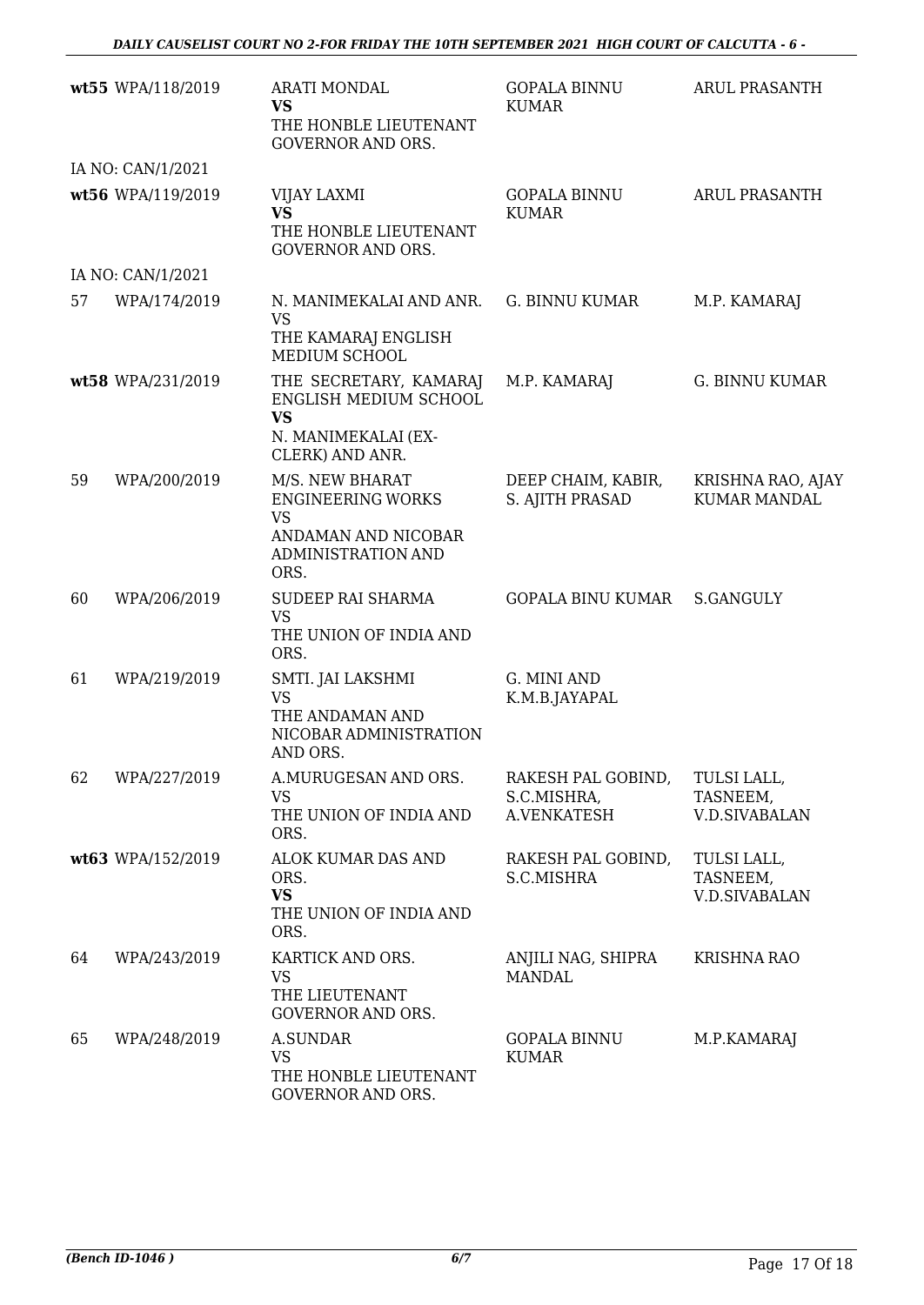| | | | | |
|---|---|---|---|---|
| **wt55** | WPA/118/2019 | ARATI MONDAL **VS** THE HONBLE LIEUTENANT GOVERNOR AND ORS. | GOPALA BINNU KUMAR | ARUL PRASANTH |
| | IA NO: CAN/1/2021 | | | |
| **wt56** | WPA/119/2019 | VIJAY LAXMI **VS** THE HONBLE LIEUTENANT GOVERNOR AND ORS. | GOPALA BINNU KUMAR | ARUL PRASANTH |
| | IA NO: CAN/1/2021 | | | |
| 57 | WPA/174/2019 | N. MANIMEKALAI AND ANR. VS THE KAMARAJ ENGLISH MEDIUM SCHOOL | G. BINNU KUMAR | M.P. KAMARAJ |
| **wt58** | WPA/231/2019 | THE SECRETARY, KAMARAJ ENGLISH MEDIUM SCHOOL **VS** N. MANIMEKALAI (EX-CLERK) AND ANR. | M.P. KAMARAJ | G. BINNU KUMAR |
| 59 | WPA/200/2019 | M/S. NEW BHARAT ENGINEERING WORKS VS ANDAMAN AND NICOBAR ADMINISTRATION AND ORS. | DEEP CHAIM, KABIR, S. AJITH PRASAD | KRISHNA RAO, AJAY KUMAR MANDAL |
| 60 | WPA/206/2019 | SUDEEP RAI SHARMA VS THE UNION OF INDIA AND ORS. | GOPALA BINU KUMAR | S.GANGULY |
| 61 | WPA/219/2019 | SMTI. JAI LAKSHMI VS THE ANDAMAN AND NICOBAR ADMINISTRATION AND ORS. | G. MINI AND K.M.B.JAYAPAL | |
| 62 | WPA/227/2019 | A.MURUGESAN AND ORS. VS THE UNION OF INDIA AND ORS. | RAKESH PAL GOBIND, S.C.MISHRA, A.VENKATESH | TULSI LALL, TASNEEM, V.D.SIVABALAN |
| **wt63** | WPA/152/2019 | ALOK KUMAR DAS AND ORS. **VS** THE UNION OF INDIA AND ORS. | RAKESH PAL GOBIND, S.C.MISHRA | TULSI LALL, TASNEEM, V.D.SIVABALAN |
| 64 | WPA/243/2019 | KARTICK AND ORS. VS THE LIEUTENANT GOVERNOR AND ORS. | ANJILI NAG, SHIPRA MANDAL | KRISHNA RAO |
| 65 | WPA/248/2019 | A.SUNDAR VS THE HONBLE LIEUTENANT GOVERNOR AND ORS. | GOPALA BINNU KUMAR | M.P.KAMARAJ |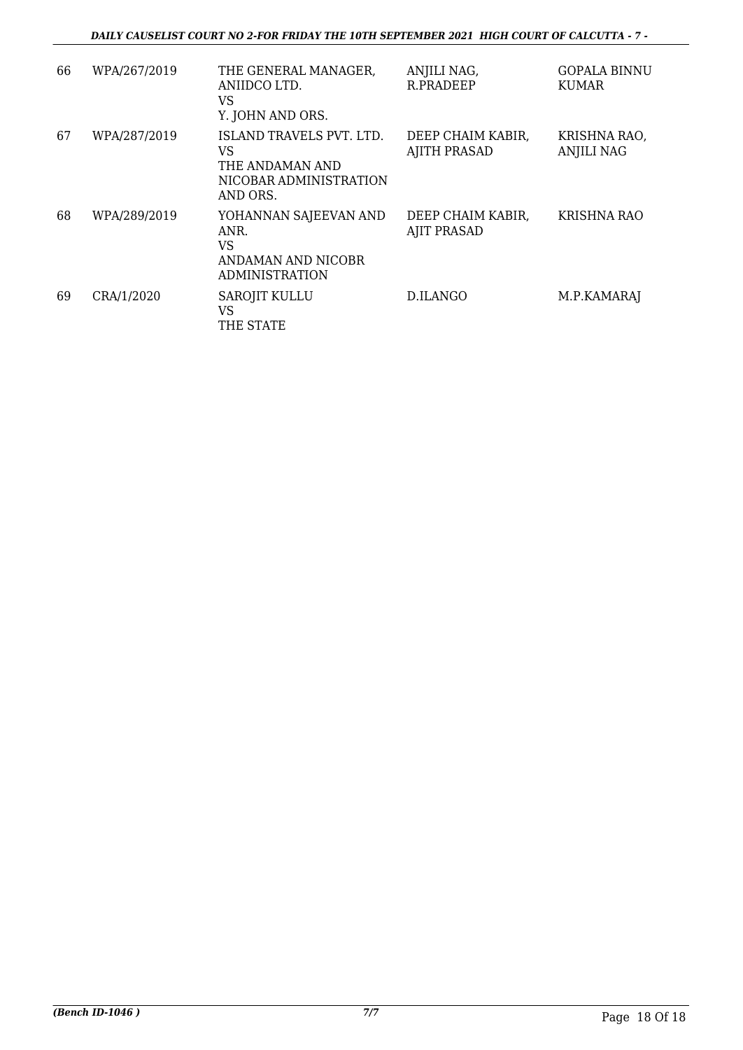| | | | | |
|---|---|---|---|---|
| 66 | WPA/267/2019 | THE GENERAL MANAGER, ANIIDCO LTD. VS Y. JOHN AND ORS. | ANJILI NAG, R.PRADEEP | GOPALA BINNU KUMAR |
| 67 | WPA/287/2019 | ISLAND TRAVELS PVT. LTD. VS THE ANDAMAN AND NICOBAR ADMINISTRATION AND ORS. | DEEP CHAIM KABIR, AJITH PRASAD | KRISHNA RAO, ANJILI NAG |
| 68 | WPA/289/2019 | YOHANNAN SAJEEVAN AND ANR. VS ANDAMAN AND NICOBR ADMINISTRATION | DEEP CHAIM KABIR, AJIT PRASAD | KRISHNA RAO |
| 69 | CRA/1/2020 | SAROJIT KULLU VS THE STATE | D.ILANGO | M.P.KAMARAJ |